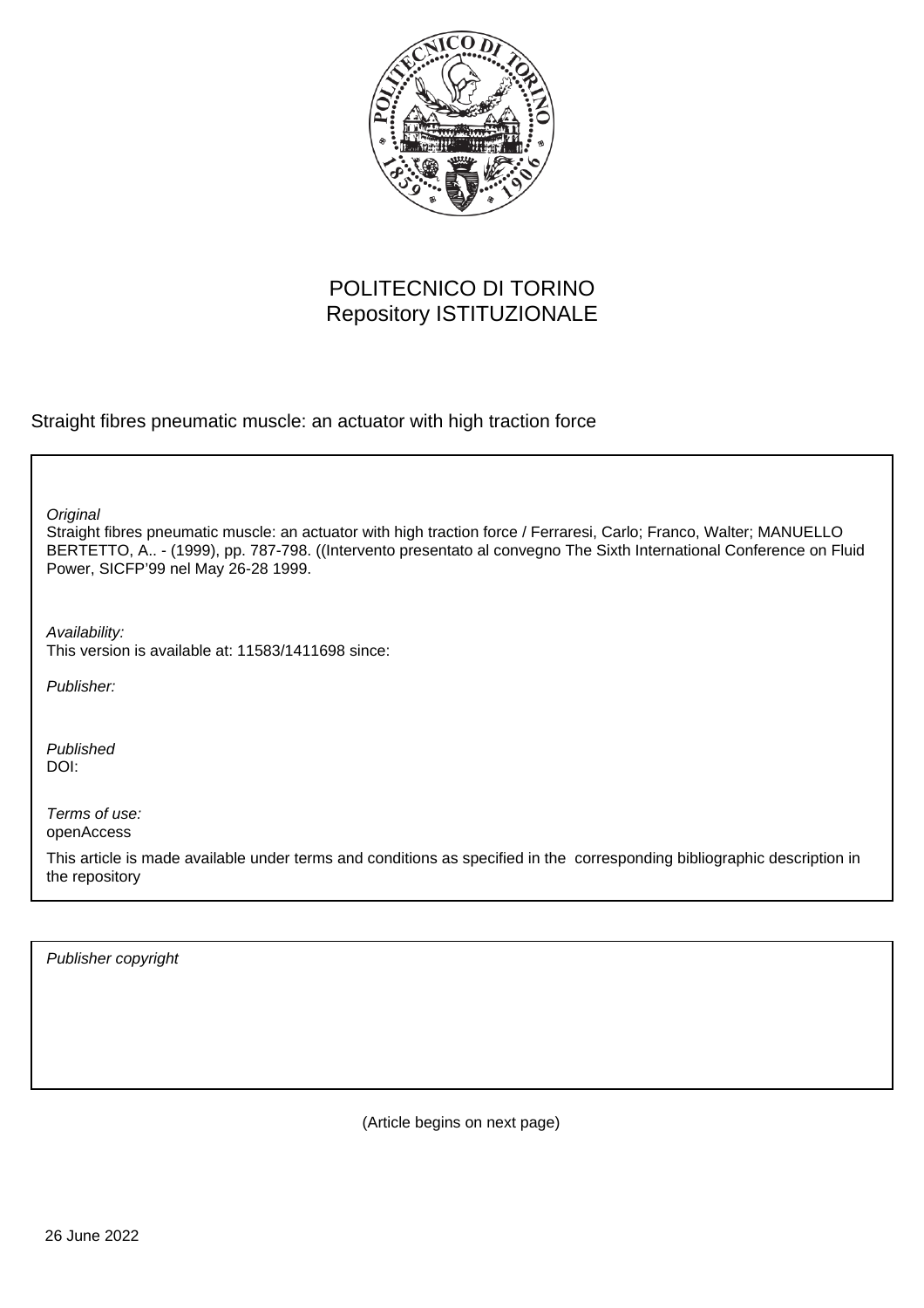POLITECNICO DI TORINO
Repository ISTITUZIONALE

Straight fibres pneumatic muscle: an actuator with high traction force

*Original*
Straight fibres pneumatic muscle: an actuator with high traction force / Ferraresi, Carlo; Franco, Walter; MANUELLO BERTETTO, A.. - (1999), pp. 787-798. ((Intervento presentato al convegno The Sixth International Conference on Fluid Power, SICFP'99 nel May 26-28 1999.

*Availability:*
This version is available at: 11583/1411698 since:

*Publisher:*

*Published*
DOI:

*Terms of use:*
openAccess

This article is made available under terms and conditions as specified in the corresponding bibliographic description in the repository

*Publisher copyright*

(Article begins on next page)

26 June 2022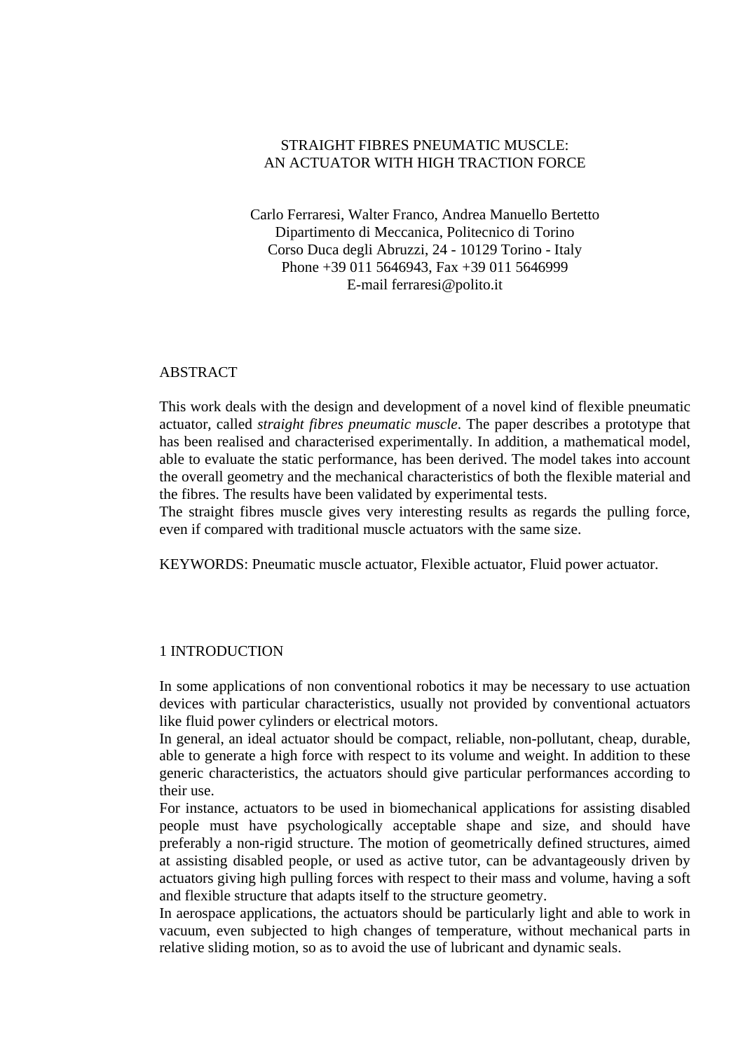# STRAIGHT FIBRES PNEUMATIC MUSCLE: AN ACTUATOR WITH HIGH TRACTION FORCE

Carlo Ferraresi, Walter Franco, Andrea Manuello Bertetto
Dipartimento di Meccanica, Politecnico di Torino
Corso Duca degli Abruzzi, 24 - 10129 Torino - Italy
Phone +39 011 5646943, Fax +39 011 5646999
E-mail ferraresi@polito.it

## ABSTRACT

This work deals with the design and development of a novel kind of flexible pneumatic actuator, called *straight fibres pneumatic muscle*. The paper describes a prototype that has been realised and characterised experimentally. In addition, a mathematical model, able to evaluate the static performance, has been derived. The model takes into account the overall geometry and the mechanical characteristics of both the flexible material and the fibres. The results have been validated by experimental tests.
The straight fibres muscle gives very interesting results as regards the pulling force, even if compared with traditional muscle actuators with the same size.

KEYWORDS: Pneumatic muscle actuator, Flexible actuator, Fluid power actuator.

## 1 INTRODUCTION

In some applications of non conventional robotics it may be necessary to use actuation devices with particular characteristics, usually not provided by conventional actuators like fluid power cylinders or electrical motors.
In general, an ideal actuator should be compact, reliable, non-pollutant, cheap, durable, able to generate a high force with respect to its volume and weight. In addition to these generic characteristics, the actuators should give particular performances according to their use.
For instance, actuators to be used in biomechanical applications for assisting disabled people must have psychologically acceptable shape and size, and should have preferably a non-rigid structure. The motion of geometrically defined structures, aimed at assisting disabled people, or used as active tutor, can be advantageously driven by actuators giving high pulling forces with respect to their mass and volume, having a soft and flexible structure that adapts itself to the structure geometry.
In aerospace applications, the actuators should be particularly light and able to work in vacuum, even subjected to high changes of temperature, without mechanical parts in relative sliding motion, so as to avoid the use of lubricant and dynamic seals.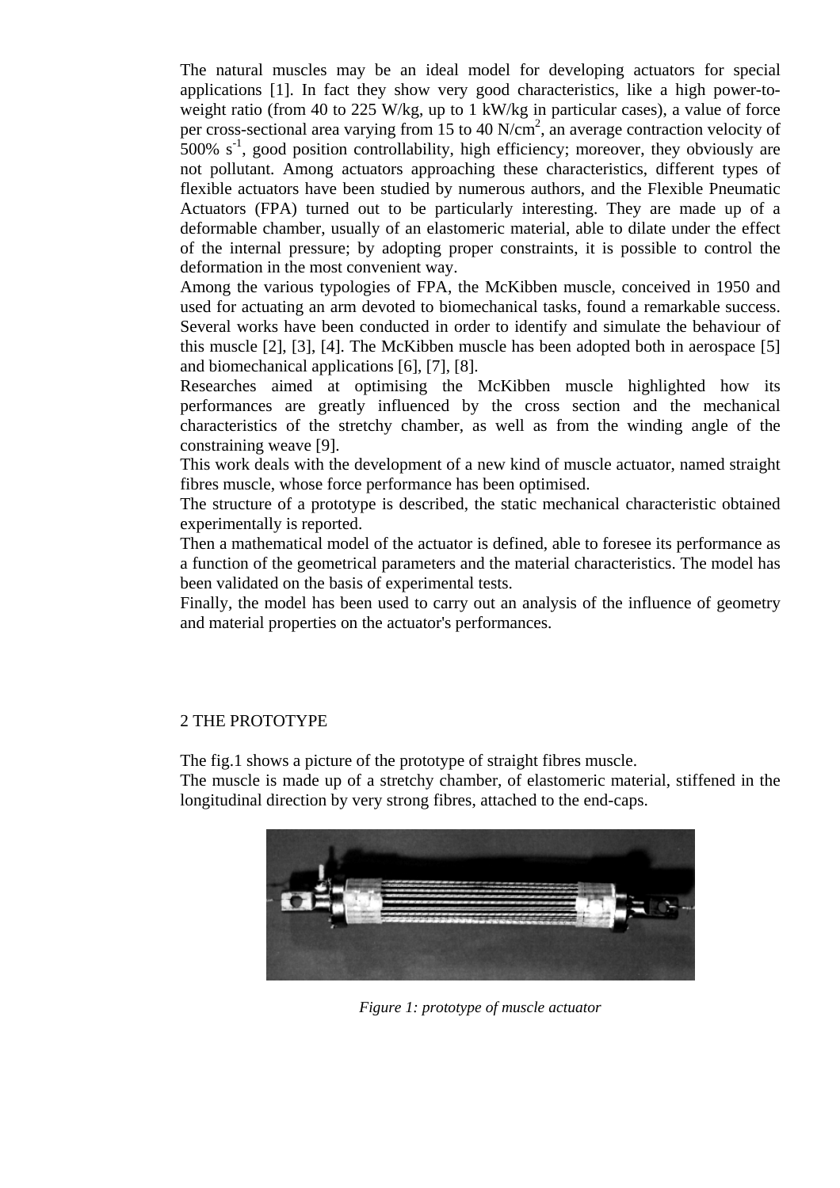The natural muscles may be an ideal model for developing actuators for special applications [1]. In fact they show very good characteristics, like a high power-to-weight ratio (from 40 to 225 W/kg, up to 1 kW/kg in particular cases), a value of force per cross-sectional area varying from 15 to 40 N/cm$^2$, an average contraction velocity of 500% s$^{-1}$, good position controllability, high efficiency; moreover, they obviously are not pollutant. Among actuators approaching these characteristics, different types of flexible actuators have been studied by numerous authors, and the Flexible Pneumatic Actuators (FPA) turned out to be particularly interesting. They are made up of a deformable chamber, usually of an elastomeric material, able to dilate under the effect of the internal pressure; by adopting proper constraints, it is possible to control the deformation in the most convenient way.

Among the various typologies of FPA, the McKibben muscle, conceived in 1950 and used for actuating an arm devoted to biomechanical tasks, found a remarkable success. Several works have been conducted in order to identify and simulate the behaviour of this muscle [2], [3], [4]. The McKibben muscle has been adopted both in aerospace [5] and biomechanical applications [6], [7], [8].

Researches aimed at optimising the McKibben muscle highlighted how its performances are greatly influenced by the cross section and the mechanical characteristics of the stretchy chamber, as well as from the winding angle of the constraining weave [9].

This work deals with the development of a new kind of muscle actuator, named straight fibres muscle, whose force performance has been optimised.

The structure of a prototype is described, the static mechanical characteristic obtained experimentally is reported.

Then a mathematical model of the actuator is defined, able to foresee its performance as a function of the geometrical parameters and the material characteristics. The model has been validated on the basis of experimental tests.

Finally, the model has been used to carry out an analysis of the influence of geometry and material properties on the actuator's performances.

## 2 THE PROTOTYPE

The fig.1 shows a picture of the prototype of straight fibres muscle.

The muscle is made up of a stretchy chamber, of elastomeric material, stiffened in the longitudinal direction by very strong fibres, attached to the end-caps.

*Figure 1: prototype of muscle actuator*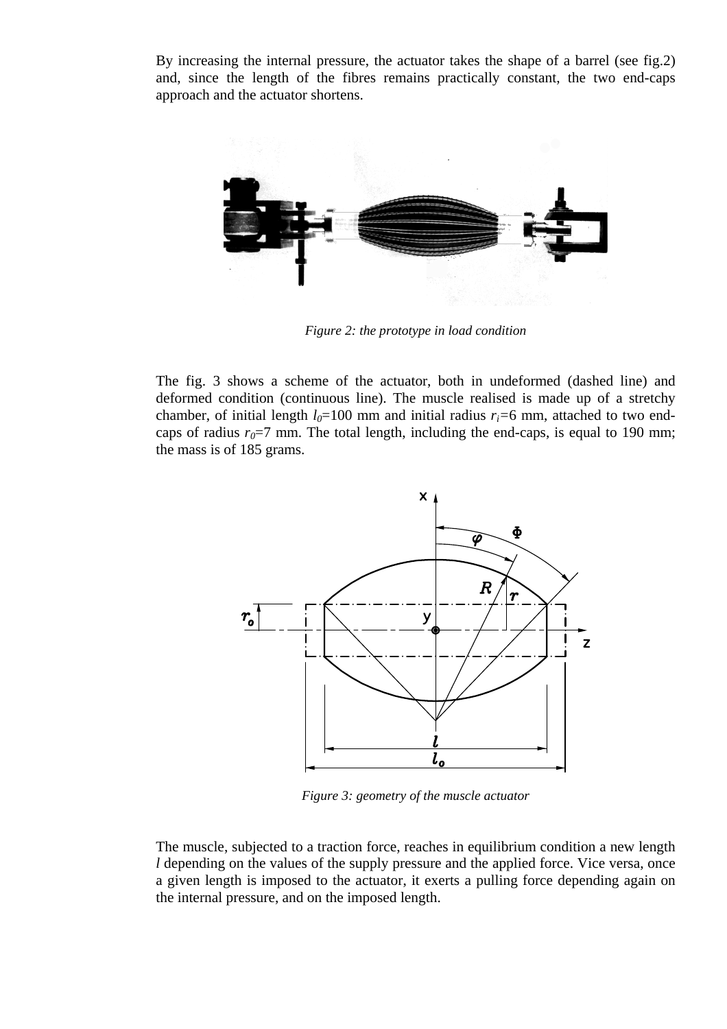By increasing the internal pressure, the actuator takes the shape of a barrel (see fig.2) and, since the length of the fibres remains practically constant, the two end-caps approach and the actuator shortens.

*Figure 2: the prototype in load condition*

The fig. 3 shows a scheme of the actuator, both in undeformed (dashed line) and deformed condition (continuous line). The muscle realised is made up of a stretchy chamber, of initial length $l_0$=100 mm and initial radius $r_i$=6 mm, attached to two end-caps of radius $r_0$=7 mm. The total length, including the end-caps, is equal to 190 mm; the mass is of 185 grams.

*Figure 3: geometry of the muscle actuator*

The muscle, subjected to a traction force, reaches in equilibrium condition a new length $l$ depending on the values of the supply pressure and the applied force. Vice versa, once a given length is imposed to the actuator, it exerts a pulling force depending again on the internal pressure, and on the imposed length.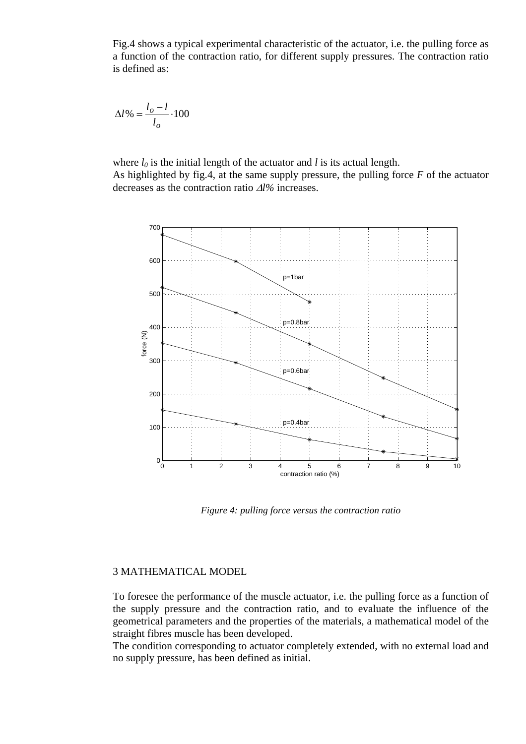Fig.4 shows a typical experimental characteristic of the actuator, i.e. the pulling force as a function of the contraction ratio, for different supply pressures. The contraction ratio is defined as:

$$\Delta l\% = \frac{l_o - l}{l_o} \cdot 100$$

where $l_0$ is the initial length of the actuator and $l$ is its actual length.
As highlighted by fig.4, at the same supply pressure, the pulling force $F$ of the actuator decreases as the contraction ratio $\Delta l\%$ increases.

*Figure 4: pulling force versus the contraction ratio*

## 3 MATHEMATICAL MODEL

To foresee the performance of the muscle actuator, i.e. the pulling force as a function of the supply pressure and the contraction ratio, and to evaluate the influence of the geometrical parameters and the properties of the materials, a mathematical model of the straight fibres muscle has been developed.
The condition corresponding to actuator completely extended, with no external load and no supply pressure, has been defined as initial.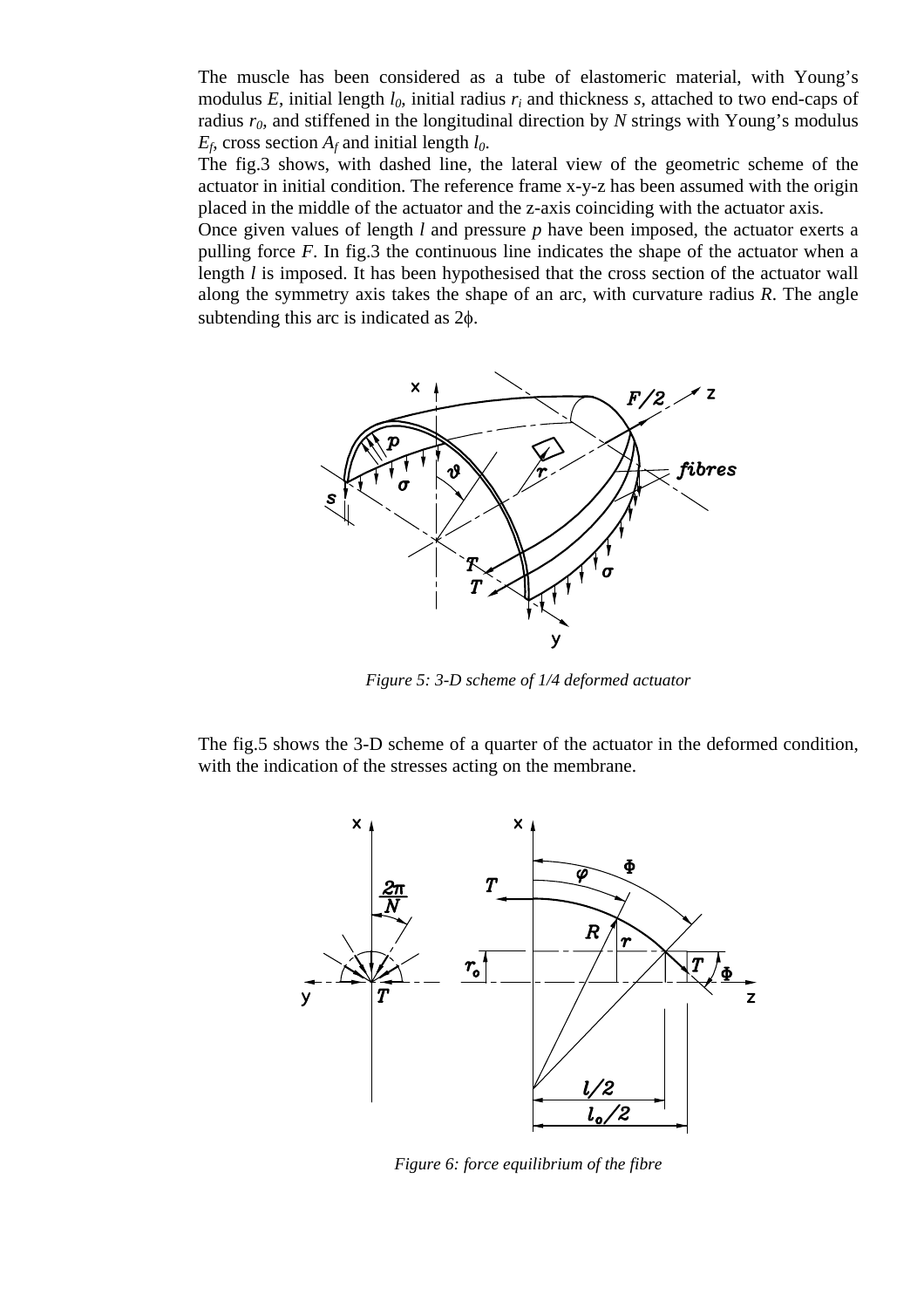The muscle has been considered as a tube of elastomeric material, with Young's modulus $E$, initial length $l_0$, initial radius $r_i$ and thickness $s$, attached to two end-caps of radius $r_0$, and stiffened in the longitudinal direction by $N$ strings with Young's modulus $E_f$, cross section $A_f$ and initial length $l_0$.

The fig.3 shows, with dashed line, the lateral view of the geometric scheme of the actuator in initial condition. The reference frame x-y-z has been assumed with the origin placed in the middle of the actuator and the z-axis coinciding with the actuator axis.

Once given values of length $l$ and pressure $p$ have been imposed, the actuator exerts a pulling force $F$. In fig.3 the continuous line indicates the shape of the actuator when a length $l$ is imposed. It has been hypothesised that the cross section of the actuator wall along the symmetry axis takes the shape of an arc, with curvature radius $R$. The angle subtending this arc is indicated as $2\phi$.

*Figure 5: 3-D scheme of 1/4 deformed actuator*

The fig.5 shows the 3-D scheme of a quarter of the actuator in the deformed condition, with the indication of the stresses acting on the membrane.

*Figure 6: force equilibrium of the fibre*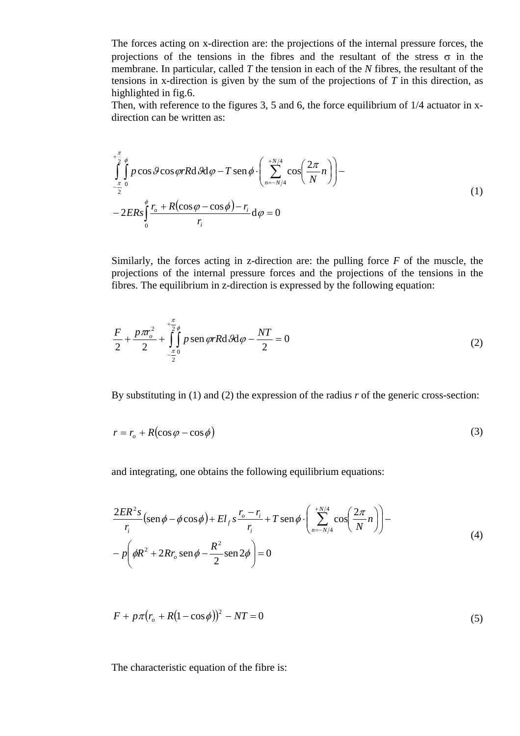The forces acting on x-direction are: the projections of the internal pressure forces, the projections of the tensions in the fibres and the resultant of the stress σ in the membrane. In particular, called $T$ the tension in each of the $N$ fibres, the resultant of the tensions in x-direction is given by the sum of the projections of $T$ in this direction, as highlighted in fig.6.

Then, with reference to the figures 3, 5 and 6, the force equilibrium of 1/4 actuator in x-direction can be written as:

$$
\begin{aligned}
&\int_{-\frac{\pi}{2}}^{+\frac{\pi}{2}}\int_{0}^{\phi} p\cos\vartheta\cos\varphi\, rR\,\mathrm{d}\vartheta\,\mathrm{d}\varphi - T\,\mathrm{sen}\,\phi\cdot\left(\sum_{n=-N/4}^{+N/4}\cos\left(\frac{2\pi}{N}n\right)\right) - \\
&-2ERs\int_{0}^{\phi}\frac{r_o + R(\cos\varphi - \cos\phi) - r_i}{r_i}\,\mathrm{d}\varphi = 0
\end{aligned}
\tag{1}
$$

Similarly, the forces acting in z-direction are: the pulling force $F$ of the muscle, the projections of the internal pressure forces and the projections of the tensions in the fibres. The equilibrium in z-direction is expressed by the following equation:

$$
\frac{F}{2} + \frac{p\pi r_o^2}{2} + \int_{-\frac{\pi}{2}}^{+\frac{\pi}{2}}\int_{0}^{\phi} p\,\mathrm{sen}\,\varphi\, rR\,\mathrm{d}\vartheta\,\mathrm{d}\varphi - \frac{NT}{2} = 0
\tag{2}
$$

By substituting in (1) and (2) the expression of the radius $r$ of the generic cross-section:

$$
r = r_o + R(\cos\varphi - \cos\phi)
\tag{3}
$$

and integrating, one obtains the following equilibrium equations:

$$
\begin{aligned}
&\frac{2ER^2 s}{r_i}(\mathrm{sen}\,\phi - \phi\cos\phi) + El_f\,s\frac{r_o - r_i}{r_i} + T\,\mathrm{sen}\,\phi\cdot\left(\sum_{n=-N/4}^{+N/4}\cos\left(\frac{2\pi}{N}n\right)\right) - \\
&-p\left(\phi R^2 + 2Rr_o\,\mathrm{sen}\,\phi - \frac{R^2}{2}\mathrm{sen}\,2\phi\right) = 0
\end{aligned}
\tag{4}
$$

$$
F + p\pi\left(r_o + R(1 - \cos\phi)\right)^2 - NT = 0
\tag{5}
$$

The characteristic equation of the fibre is: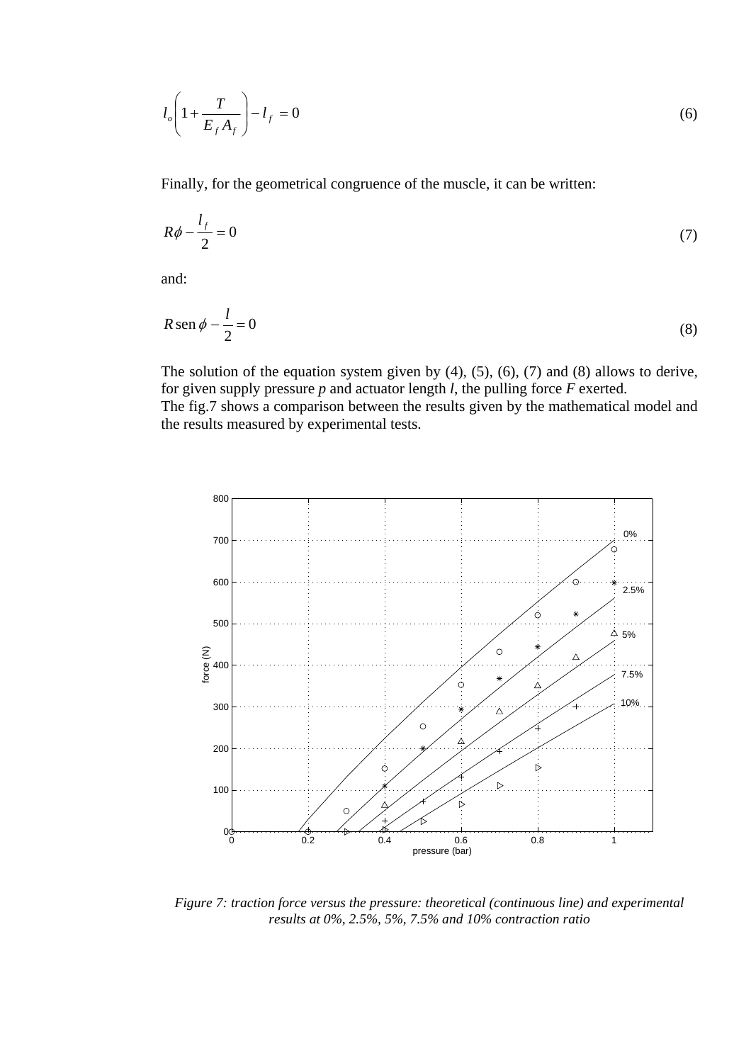$$l_o\left(1+\frac{T}{E_f A_f}\right)-l_f = 0 \tag{6}$$

Finally, for the geometrical congruence of the muscle, it can be written:

$$R\phi-\frac{l_f}{2}=0 \tag{7}$$

and:

$$R\,\text{sen}\,\phi-\frac{l}{2}=0 \tag{8}$$

The solution of the equation system given by (4), (5), (6), (7) and (8) allows to derive, for given supply pressure $p$ and actuator length $l$, the pulling force $F$ exerted.
The fig.7 shows a comparison between the results given by the mathematical model and the results measured by experimental tests.

*Figure 7: traction force versus the pressure: theoretical (continuous line) and experimental results at 0%, 2.5%, 5%, 7.5% and 10% contraction ratio*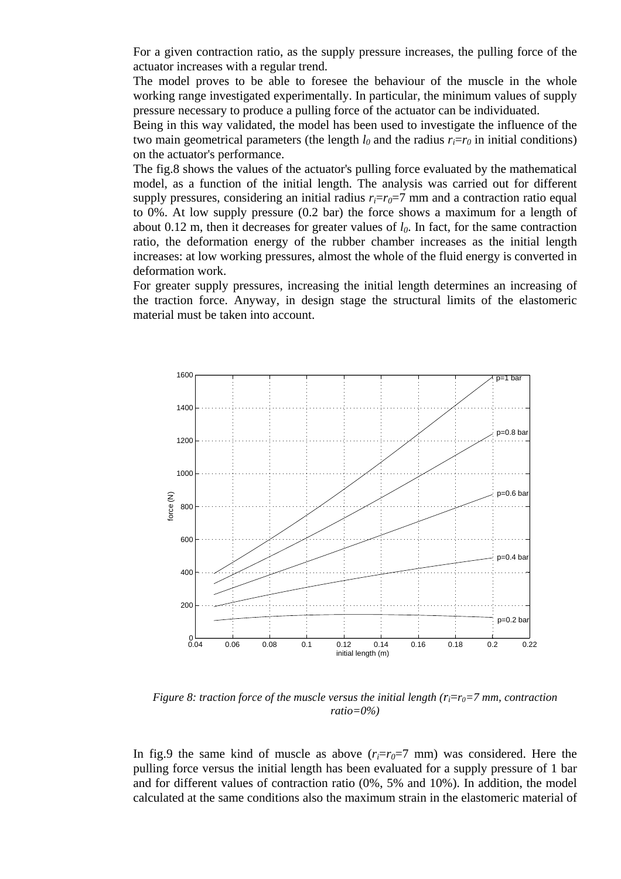For a given contraction ratio, as the supply pressure increases, the pulling force of the actuator increases with a regular trend.

The model proves to be able to foresee the behaviour of the muscle in the whole working range investigated experimentally. In particular, the minimum values of supply pressure necessary to produce a pulling force of the actuator can be individuated.

Being in this way validated, the model has been used to investigate the influence of the two main geometrical parameters (the length $l_0$ and the radius $r_i$=$r_0$ in initial conditions) on the actuator's performance.

The fig.8 shows the values of the actuator's pulling force evaluated by the mathematical model, as a function of the initial length. The analysis was carried out for different supply pressures, considering an initial radius $r_i$=$r_0$=7 mm and a contraction ratio equal to 0%. At low supply pressure (0.2 bar) the force shows a maximum for a length of about 0.12 m, then it decreases for greater values of $l_0$. In fact, for the same contraction ratio, the deformation energy of the rubber chamber increases as the initial length increases: at low working pressures, almost the whole of the fluid energy is converted in deformation work.

For greater supply pressures, increasing the initial length determines an increasing of the traction force. Anyway, in design stage the structural limits of the elastomeric material must be taken into account.

*Figure 8: traction force of the muscle versus the initial length ($r_i$=$r_0$=7 mm, contraction ratio=0%)*

In fig.9 the same kind of muscle as above ($r_i$=$r_0$=7 mm) was considered. Here the pulling force versus the initial length has been evaluated for a supply pressure of 1 bar and for different values of contraction ratio (0%, 5% and 10%). In addition, the model calculated at the same conditions also the maximum strain in the elastomeric material of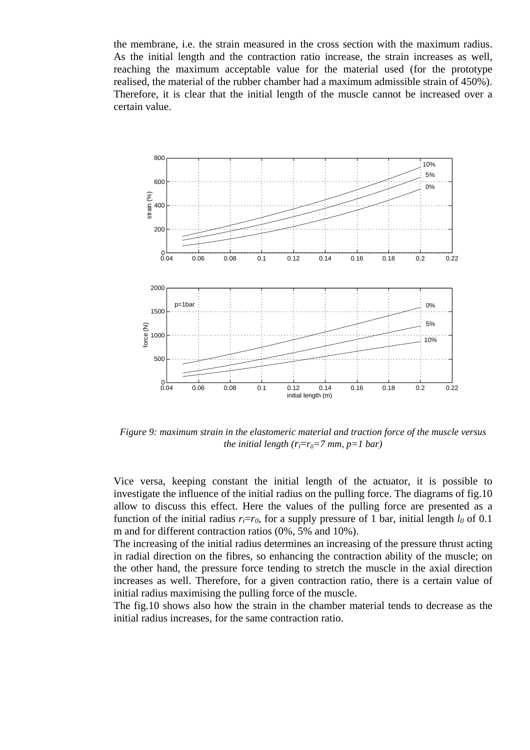the membrane, i.e. the strain measured in the cross section with the maximum radius. As the initial length and the contraction ratio increase, the strain increases as well, reaching the maximum acceptable value for the material used (for the prototype realised, the material of the rubber chamber had a maximum admissible strain of 450%). Therefore, it is clear that the initial length of the muscle cannot be increased over a certain value.

*Figure 9: maximum strain in the elastomeric material and traction force of the muscle versus the initial length ($r_i$=$r_0$=7 mm, p=1 bar)*

Vice versa, keeping constant the initial length of the actuator, it is possible to investigate the influence of the initial radius on the pulling force. The diagrams of fig.10 allow to discuss this effect. Here the values of the pulling force are presented as a function of the initial radius $r_i$=$r_0$, for a supply pressure of 1 bar, initial length $l_0$ of 0.1 m and for different contraction ratios (0%, 5% and 10%).

The increasing of the initial radius determines an increasing of the pressure thrust acting in radial direction on the fibres, so enhancing the contraction ability of the muscle; on the other hand, the pressure force tending to stretch the muscle in the axial direction increases as well. Therefore, for a given contraction ratio, there is a certain value of initial radius maximising the pulling force of the muscle.

The fig.10 shows also how the strain in the chamber material tends to decrease as the initial radius increases, for the same contraction ratio.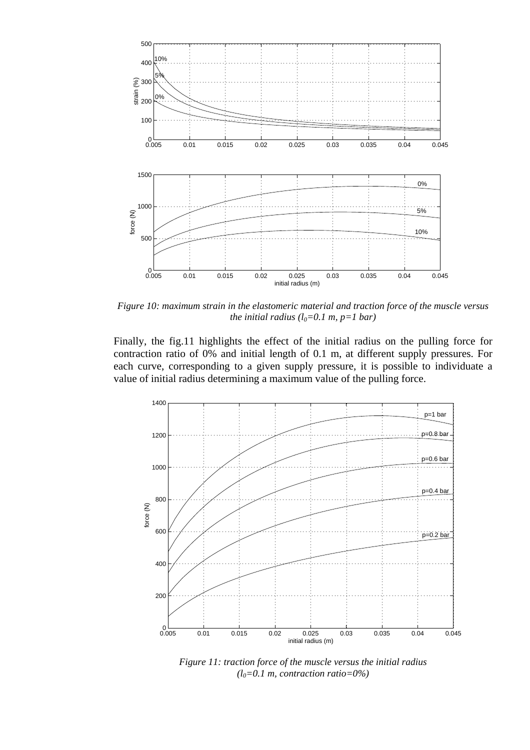*Figure 10: maximum strain in the elastomeric material and traction force of the muscle versus the initial radius ($l_0$=0.1 m, p=1 bar)*

Finally, the fig.11 highlights the effect of the initial radius on the pulling force for contraction ratio of 0% and initial length of 0.1 m, at different supply pressures. For each curve, corresponding to a given supply pressure, it is possible to individuate a value of initial radius determining a maximum value of the pulling force.

*Figure 11: traction force of the muscle versus the initial radius ($l_0$=0.1 m, contraction ratio=0%)*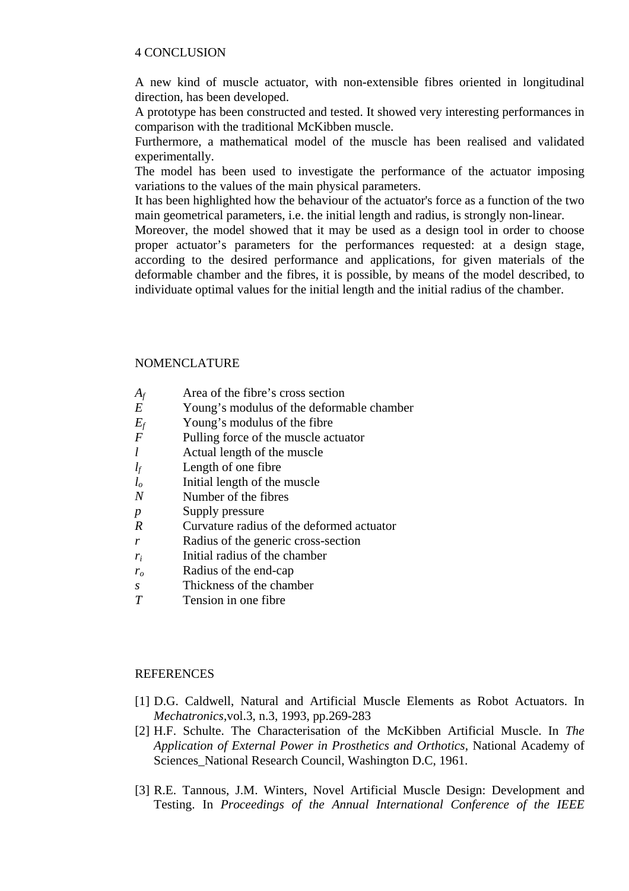## 4 CONCLUSION

A new kind of muscle actuator, with non-extensible fibres oriented in longitudinal direction, has been developed.
A prototype has been constructed and tested. It showed very interesting performances in comparison with the traditional McKibben muscle.
Furthermore, a mathematical model of the muscle has been realised and validated experimentally.
The model has been used to investigate the performance of the actuator imposing variations to the values of the main physical parameters.
It has been highlighted how the behaviour of the actuator's force as a function of the two main geometrical parameters, i.e. the initial length and radius, is strongly non-linear.
Moreover, the model showed that it may be used as a design tool in order to choose proper actuator's parameters for the performances requested: at a design stage, according to the desired performance and applications, for given materials of the deformable chamber and the fibres, it is possible, by means of the model described, to individuate optimal values for the initial length and the initial radius of the chamber.

## NOMENCLATURE

| | |
|---|---|
| $A_f$ | Area of the fibre's cross section |
| $E$ | Young's modulus of the deformable chamber |
| $E_f$ | Young's modulus of the fibre |
| $F$ | Pulling force of the muscle actuator |
| $l$ | Actual length of the muscle |
| $l_f$ | Length of one fibre |
| $l_o$ | Initial length of the muscle |
| $N$ | Number of the fibres |
| $p$ | Supply pressure |
| $R$ | Curvature radius of the deformed actuator |
| $r$ | Radius of the generic cross-section |
| $r_i$ | Initial radius of the chamber |
| $r_o$ | Radius of the end-cap |
| $s$ | Thickness of the chamber |
| $T$ | Tension in one fibre |

## REFERENCES

[1] D.G. Caldwell, Natural and Artificial Muscle Elements as Robot Actuators. In *Mechatronics*,vol.3, n.3, 1993, pp.269-283

[2] H.F. Schulte. The Characterisation of the McKibben Artificial Muscle. In *The Application of External Power in Prosthetics and Orthotics*, National Academy of Sciences_National Research Council, Washington D.C, 1961.

[3] R.E. Tannous, J.M. Winters, Novel Artificial Muscle Design: Development and Testing. In *Proceedings of the Annual International Conference of the IEEE*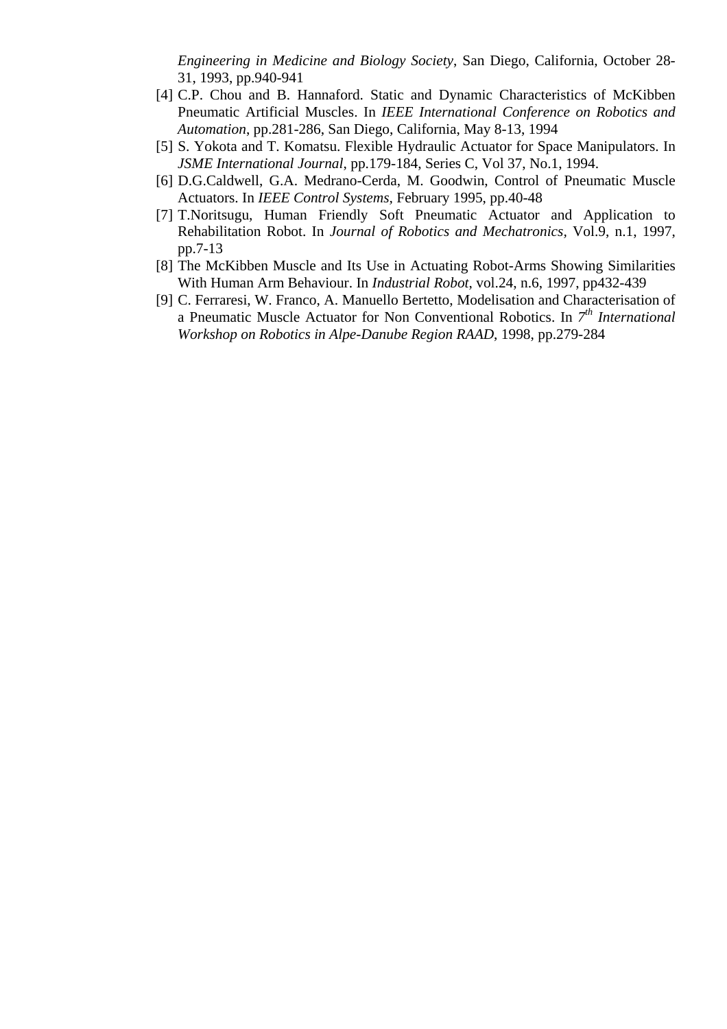*Engineering in Medicine and Biology Society*, San Diego, California, October 28-31, 1993, pp.940-941

[4] C.P. Chou and B. Hannaford. Static and Dynamic Characteristics of McKibben Pneumatic Artificial Muscles. In *IEEE International Conference on Robotics and Automation*, pp.281-286, San Diego, California, May 8-13, 1994

[5] S. Yokota and T. Komatsu. Flexible Hydraulic Actuator for Space Manipulators. In *JSME International Journal*, pp.179-184, Series C, Vol 37, No.1, 1994.

[6] D.G.Caldwell, G.A. Medrano-Cerda, M. Goodwin, Control of Pneumatic Muscle Actuators. In *IEEE Control Systems*, February 1995, pp.40-48

[7] T.Noritsugu, Human Friendly Soft Pneumatic Actuator and Application to Rehabilitation Robot. In *Journal of Robotics and Mechatronics*, Vol.9, n.1, 1997, pp.7-13

[8] The McKibben Muscle and Its Use in Actuating Robot-Arms Showing Similarities With Human Arm Behaviour. In *Industrial Robot*, vol.24, n.6, 1997, pp432-439

[9] C. Ferraresi, W. Franco, A. Manuello Bertetto, Modelisation and Characterisation of a Pneumatic Muscle Actuator for Non Conventional Robotics. In *7th International Workshop on Robotics in Alpe-Danube Region RAAD*, 1998, pp.279-284